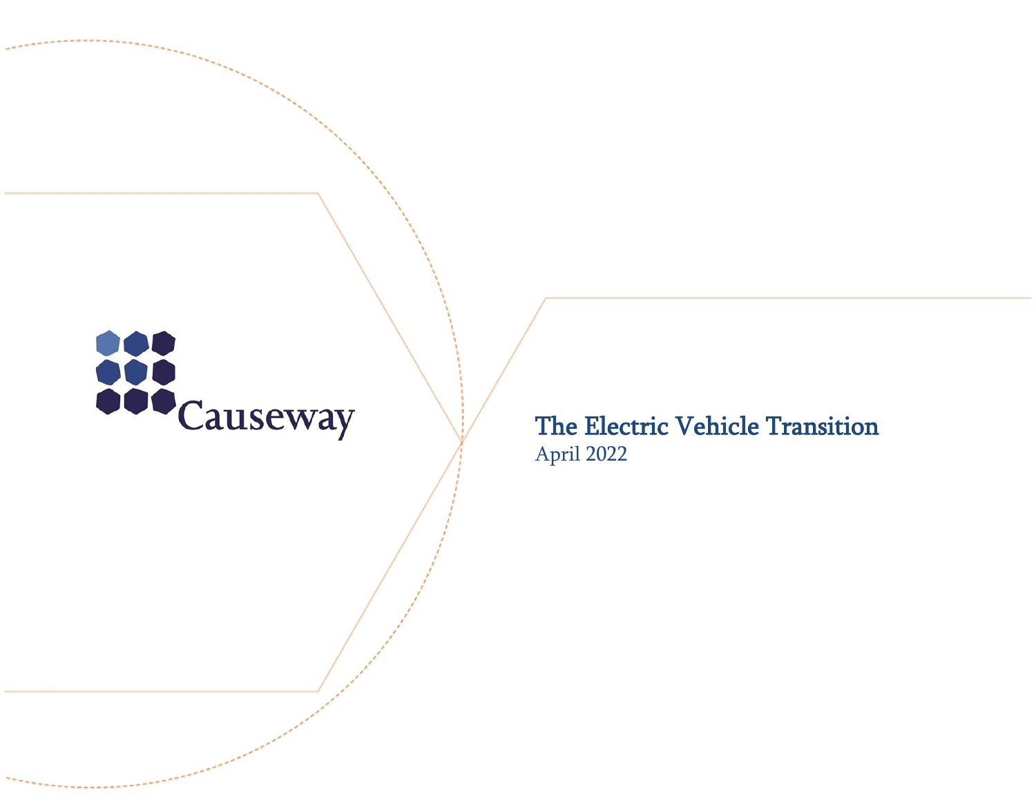Causeway

# The Electric Vehicle Transition

April 2022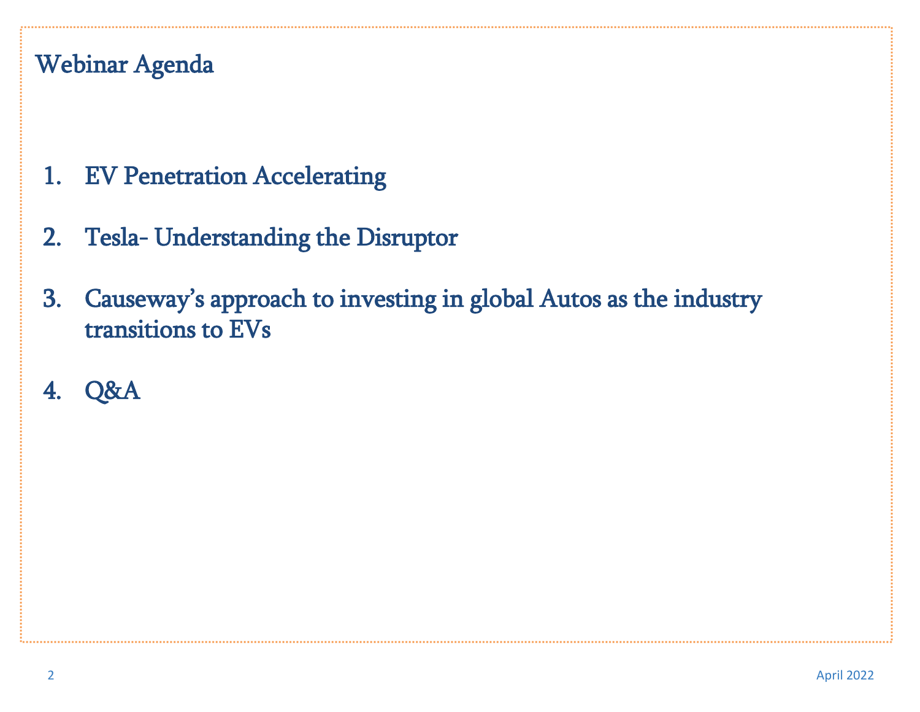# Webinar Agenda

1. EV Penetration Accelerating
2. Tesla- Understanding the Disruptor
3. Causeway's approach to investing in global Autos as the industry transitions to EVs
4. Q&A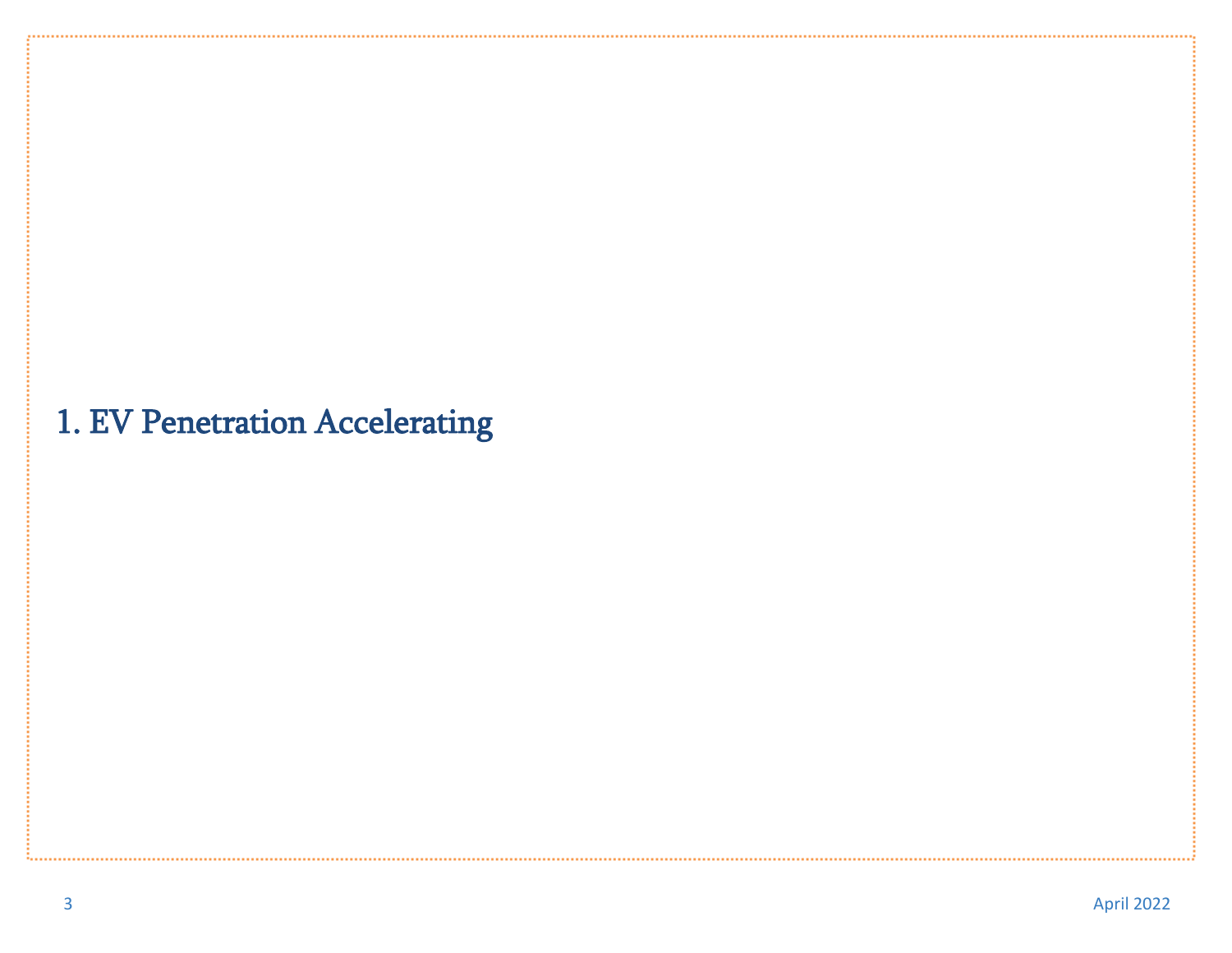# 1. EV Penetration Accelerating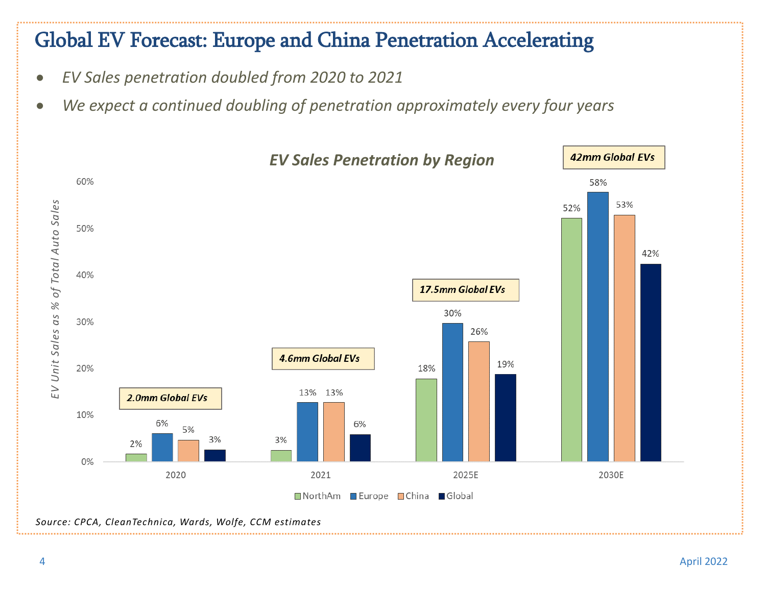# Global EV Forecast: Europe and China Penetration Accelerating

- *EV Sales penetration doubled from 2020 to 2021*
- *We expect a continued doubling of penetration approximately every four years*

**EV Sales Penetration by Region**

*EV Unit Sales as % of Total Auto Sales*

| | 2020 | 2021 | 2025E | 2030E |
|---|---|---|---|---|
| NorthAm | 2% | 3% | 18% | 52% |
| Europe | 6% | 13% | 30% | 58% |
| China | 5% | 13% | 26% | 53% |
| Global | 3% | 6% | 19% | 42% |
| Global EVs | 2.0mm | 4.6mm | 17.5mm | 42mm |

*Source: CPCA, CleanTechnica, Wards, Wolfe, CCM estimates*

April 2022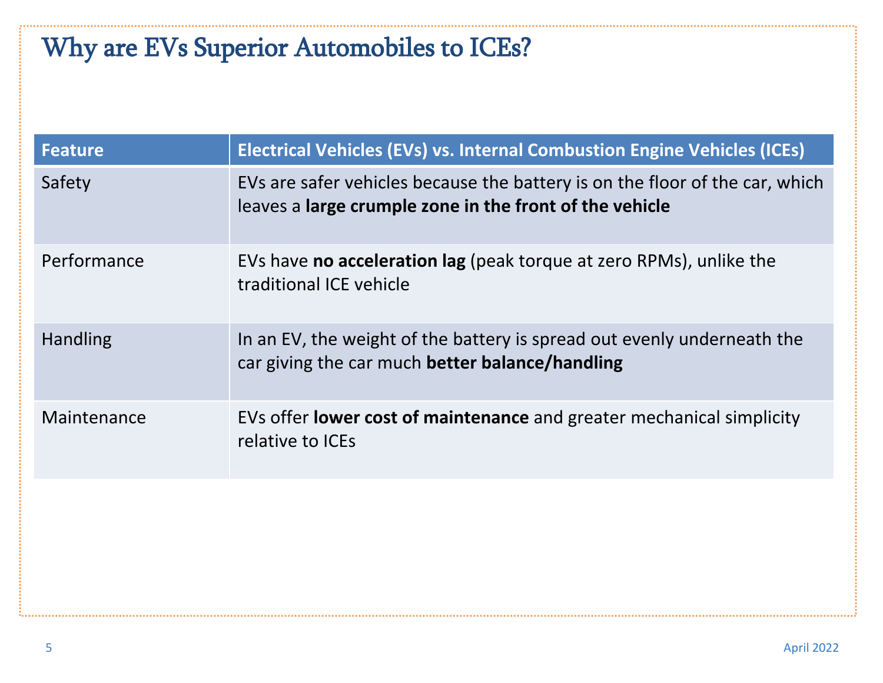# Why are EVs Superior Automobiles to ICEs?

| Feature | Electrical Vehicles (EVs) vs. Internal Combustion Engine Vehicles (ICEs) |
| --- | --- |
| Safety | EVs are safer vehicles because the battery is on the floor of the car, which leaves a **large crumple zone in the front of the vehicle** |
| Performance | EVs have **no acceleration lag** (peak torque at zero RPMs), unlike the traditional ICE vehicle |
| Handling | In an EV, the weight of the battery is spread out evenly underneath the car giving the car much **better balance/handling** |
| Maintenance | EVs offer **lower cost of maintenance** and greater mechanical simplicity relative to ICEs |

April 2022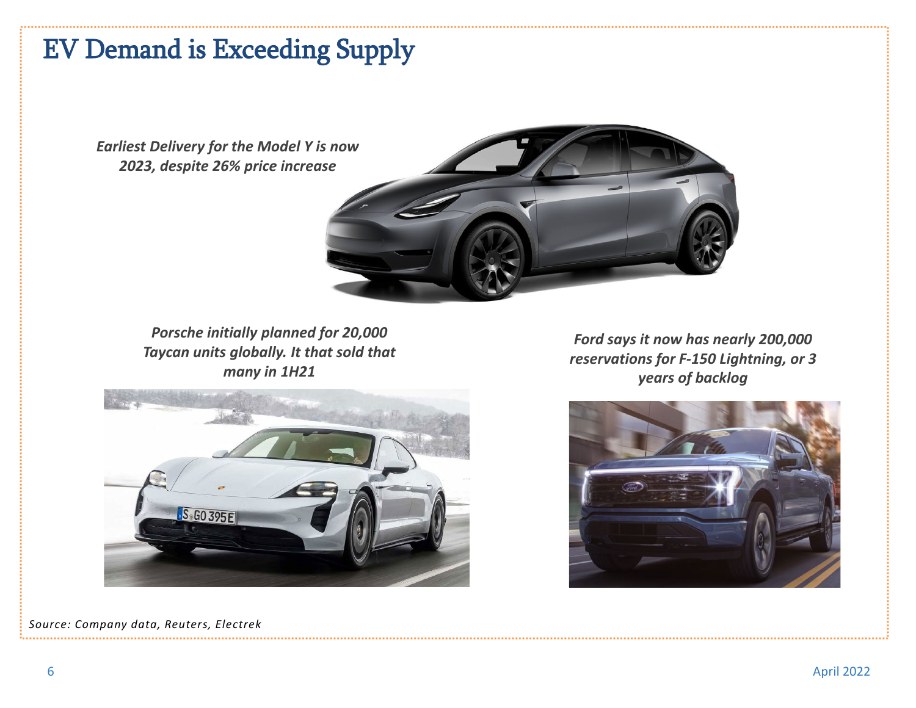# EV Demand is Exceeding Supply

*Earliest Delivery for the Model Y is now 2023, despite 26% price increase*

*Porsche initially planned for 20,000 Taycan units globally. It that sold that many in 1H21*

*Ford says it now has nearly 200,000 reservations for F-150 Lightning, or 3 years of backlog*

*Source: Company data, Reuters, Electrek*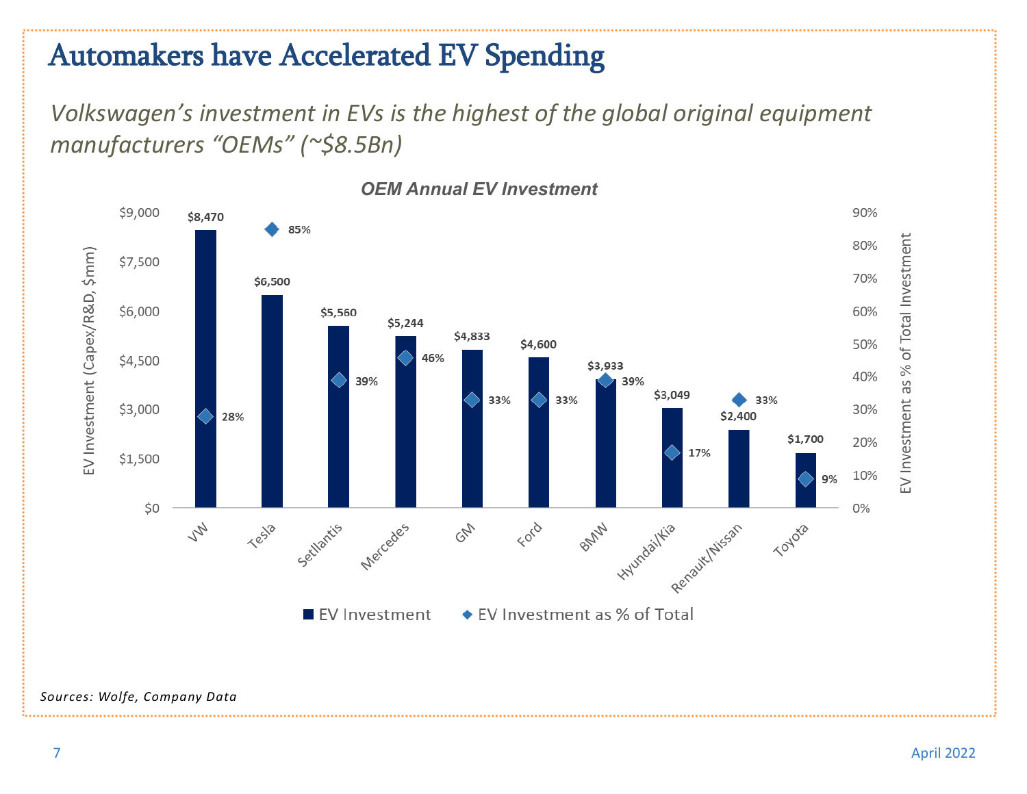# Automakers have Accelerated EV Spending

*Volkswagen's investment in EVs is the highest of the global original equipment manufacturers "OEMs" (~$8.5Bn)*

**OEM Annual EV Investment**

| OEM | EV Investment (Capex/R&D, $mm) | EV Investment as % of Total Investment |
|---|---|---|
| VW | $8,470 | 28% |
| Tesla | $6,500 | 85% |
| Setllantis | $5,560 | 39% |
| Mercedes | $5,244 | 46% |
| GM | $4,833 | 33% |
| Ford | $4,600 | 33% |
| BMW | $3,933 | 39% |
| Hyundai/Kia | $3,049 | 17% |
| Renault/Nissan | $2,400 | 33% |
| Toyota | $1,700 | 9% |

*Sources: Wolfe, Company Data*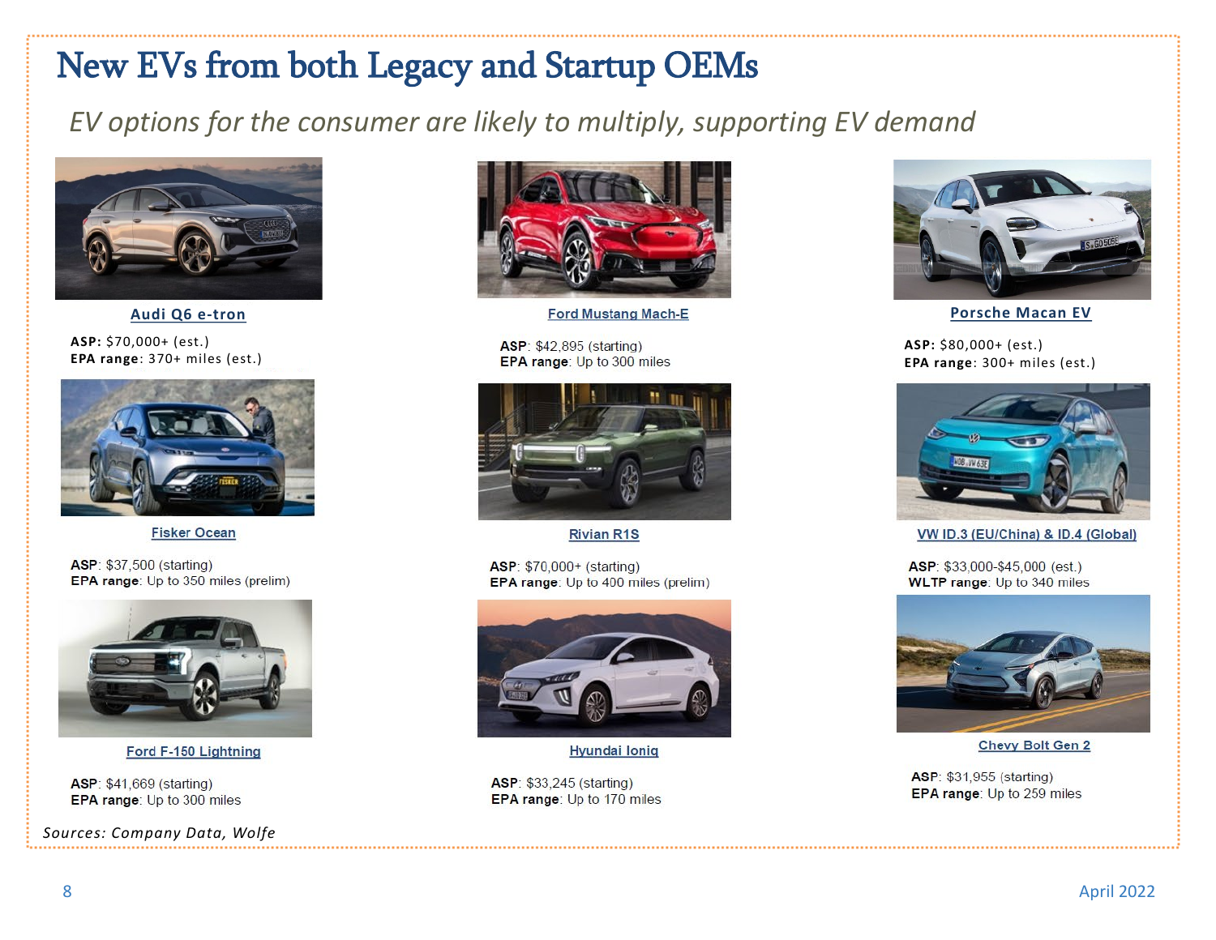# New EVs from both Legacy and Startup OEMs

*EV options for the consumer are likely to multiply, supporting EV demand*

**Audi Q6 e-tron**

**ASP:** $70,000+ (est.)
**EPA range**: 370+ miles (est.)

**Ford Mustang Mach-E**

**ASP**: $42,895 (starting)
**EPA range**: Up to 300 miles

**Porsche Macan EV**

**ASP:** $80,000+ (est.)
**EPA range**: 300+ miles (est.)

**Fisker Ocean**

**ASP**: $37,500 (starting)
**EPA range**: Up to 350 miles (prelim)

**Rivian R1S**

**ASP**: $70,000+ (starting)
**EPA range**: Up to 400 miles (prelim)

**VW ID.3 (EU/China) & ID.4 (Global)**

**ASP**: $33,000-$45,000 (est.)
**WLTP range**: Up to 340 miles

**Ford F-150 Lightning**

**ASP**: $41,669 (starting)
**EPA range**: Up to 300 miles

**Hyundai Ioniq**

**ASP**: $33,245 (starting)
**EPA range**: Up to 170 miles

**Chevy Bolt Gen 2**

**ASP**: $31,955 (starting)
**EPA range**: Up to 259 miles

*Sources: Company Data, Wolfe*

April 2022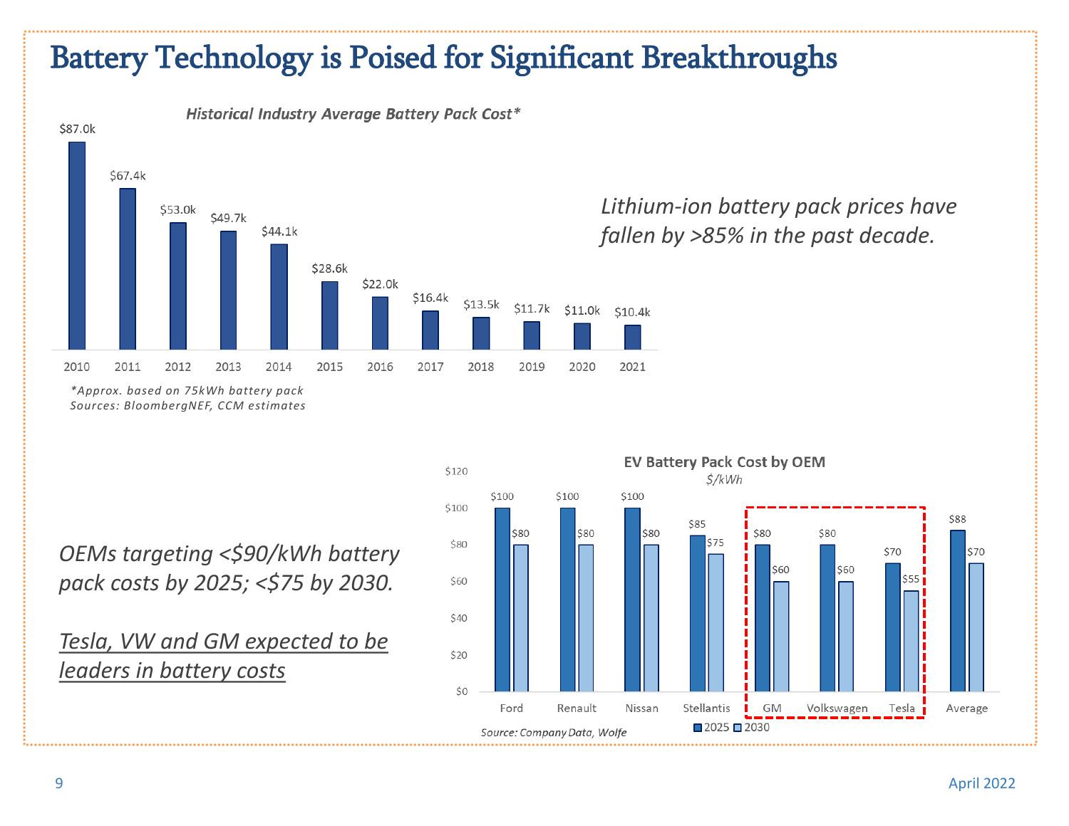# Battery Technology is Poised for Significant Breakthroughs

**Historical Industry Average Battery Pack Cost***

| Year | Cost |
|---|---|
| 2010 | $87.0k |
| 2011 | $67.4k |
| 2012 | $53.0k |
| 2013 | $49.7k |
| 2014 | $44.1k |
| 2015 | $28.6k |
| 2016 | $22.0k |
| 2017 | $16.4k |
| 2018 | $13.5k |
| 2019 | $11.7k |
| 2020 | $11.0k |
| 2021 | $10.4k |

*\*Approx. based on 75kWh battery pack*
*Sources: BloombergNEF, CCM estimates*

*Lithium-ion battery pack prices have fallen by >85% in the past decade.*

**EV Battery Pack Cost by OEM**
*$/kWh*

| OEM | 2025 | 2030 |
|---|---|---|
| Ford | $100 | $80 |
| Renault | $100 | $80 |
| Nissan | $100 | $80 |
| Stellantis | $85 | $75 |
| GM | $80 | $60 |
| Volkswagen | $80 | $60 |
| Tesla | $70 | $55 |
| Average | $88 | $70 |

*Source: Company Data, Wolfe*

*OEMs targeting <$90/kWh battery pack costs by 2025; <$75 by 2030.*

*<u>Tesla, VW and GM expected to be leaders in battery costs</u>*

April 2022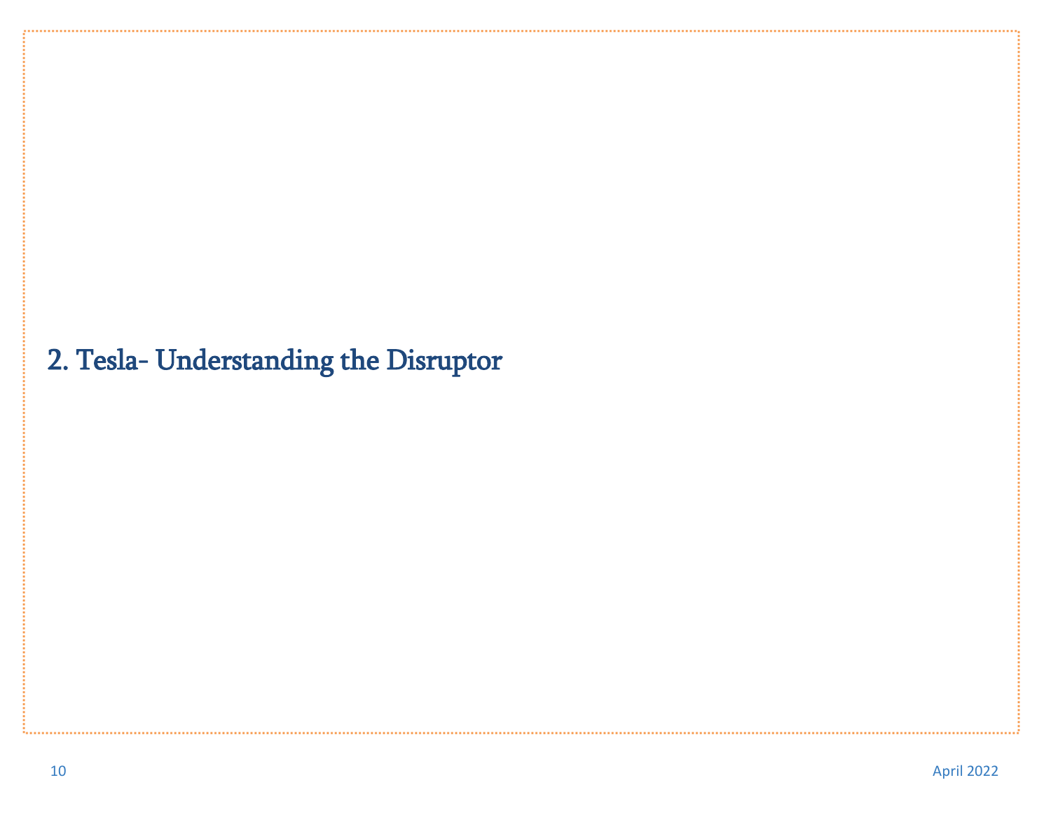## 2. Tesla- Understanding the Disruptor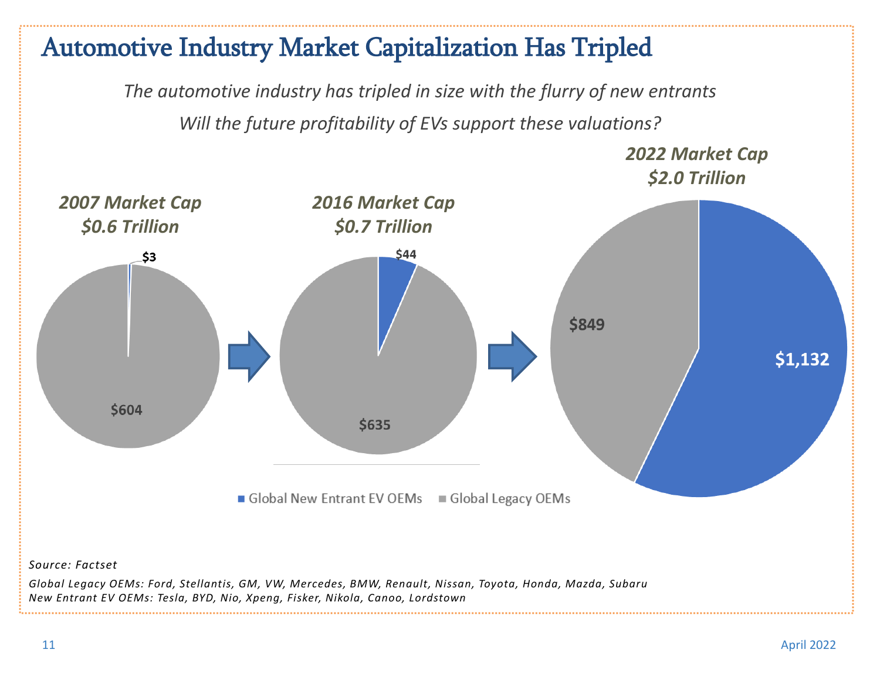# Automotive Industry Market Capitalization Has Tripled

*The automotive industry has tripled in size with the flurry of new entrants*

*Will the future profitability of EVs support these valuations?*

**2007 Market Cap $0.6 Trillion**

$3

$604

**2016 Market Cap $0.7 Trillion**

$44

$635

**2022 Market Cap $2.0 Trillion**

$849

$1,132

■ Global New Entrant EV OEMs ■ Global Legacy OEMs

*Source: Factset*

*Global Legacy OEMs: Ford, Stellantis, GM, VW, Mercedes, BMW, Renault, Nissan, Toyota, Honda, Mazda, Subaru*
*New Entrant EV OEMs: Tesla, BYD, Nio, Xpeng, Fisker, Nikola, Canoo, Lordstown*

April 2022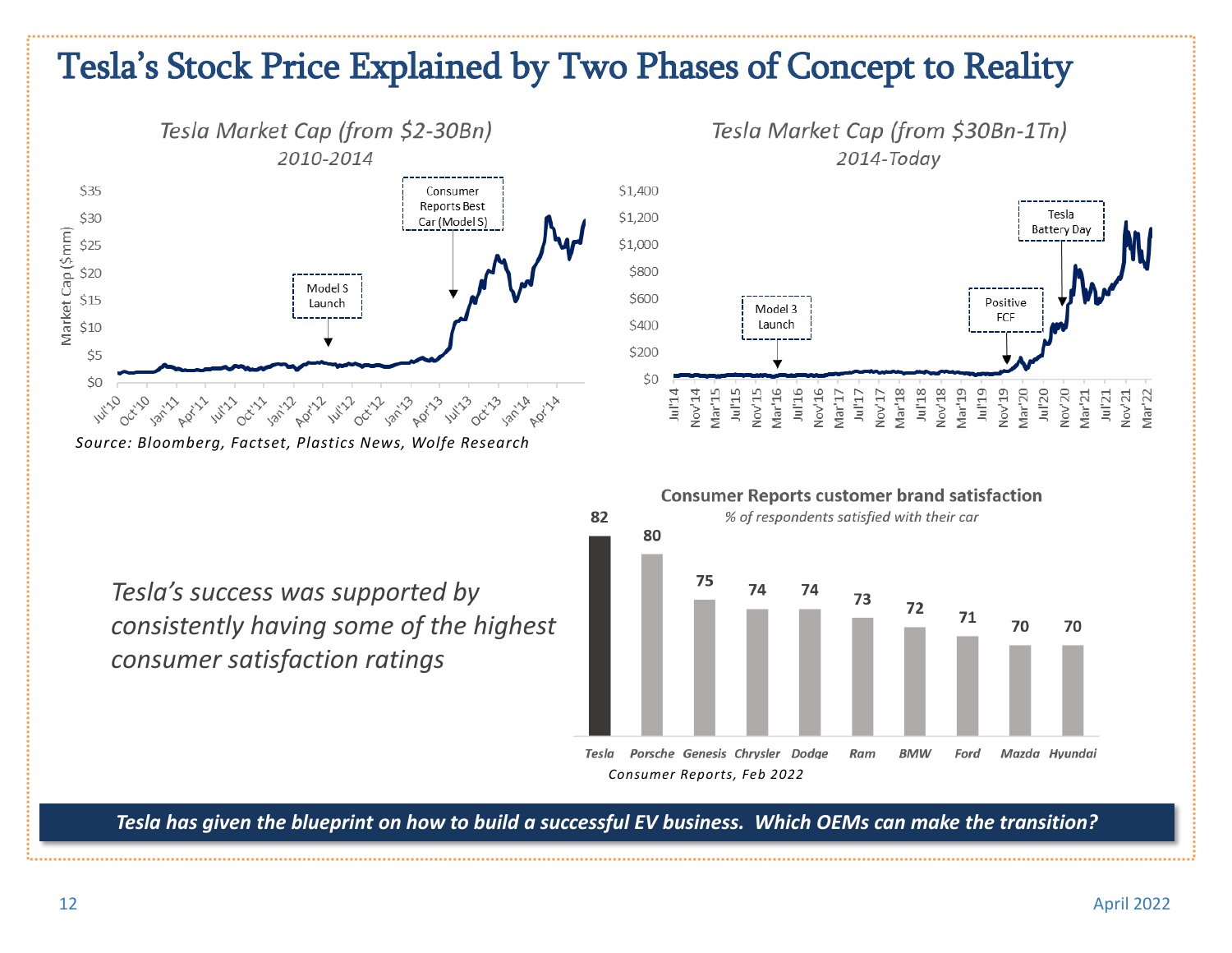# Tesla's Stock Price Explained by Two Phases of Concept to Reality

### Tesla Market Cap (from $2-30Bn)
*2010-2014*

Source: Bloomberg, Factset, Plastics News, Wolfe Research

### Tesla Market Cap (from $30Bn-1Tn)
*2014-Today*

*Tesla's success was supported by consistently having some of the highest consumer satisfaction ratings*

**Consumer Reports customer brand satisfaction**
*% of respondents satisfied with their car*

| Brand | % satisfied |
|---|---|
| Tesla | 82 |
| Porsche | 80 |
| Genesis | 75 |
| Chrysler | 74 |
| Dodge | 74 |
| Ram | 73 |
| BMW | 72 |
| Ford | 71 |
| Mazda | 70 |
| Hyundai | 70 |

*Consumer Reports, Feb 2022*

***Tesla has given the blueprint on how to build a successful EV business. Which OEMs can make the transition?***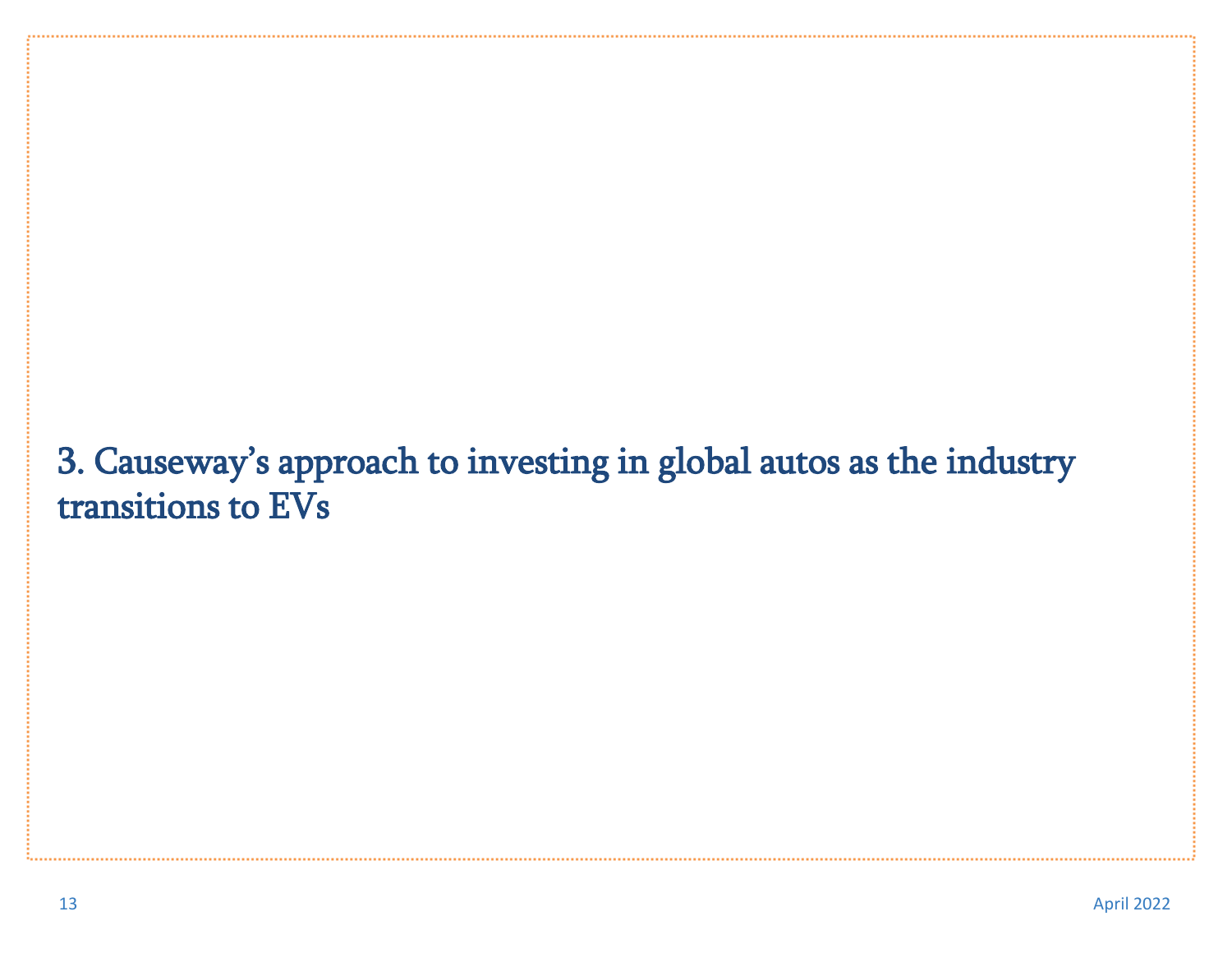# 3. Causeway's approach to investing in global autos as the industry transitions to EVs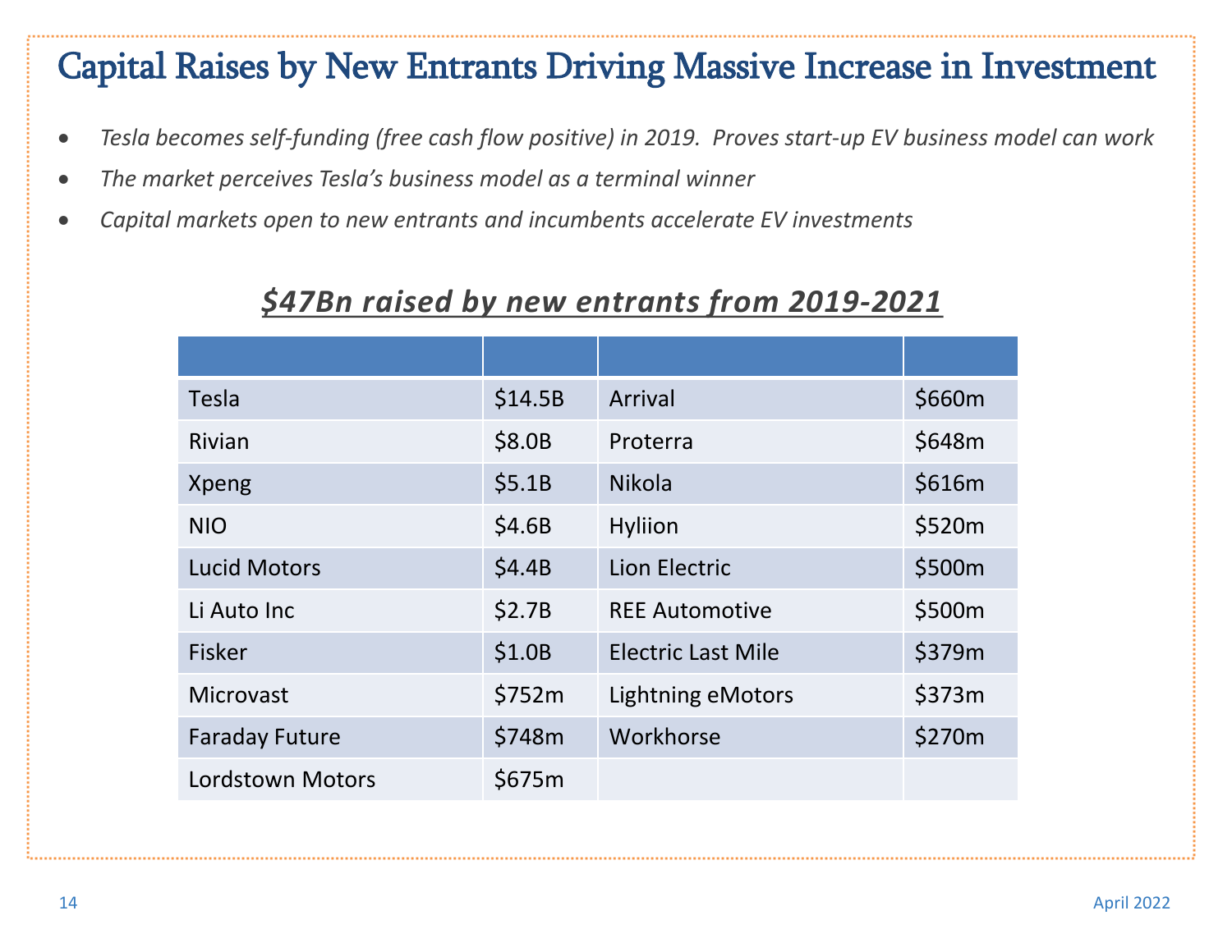# Capital Raises by New Entrants Driving Massive Increase in Investment

- *Tesla becomes self-funding (free cash flow positive) in 2019. Proves start-up EV business model can work*
- *The market perceives Tesla's business model as a terminal winner*
- *Capital markets open to new entrants and incumbents accelerate EV investments*

## ***$47Bn raised by new entrants from 2019-2021***

| | | | |
|---|---|---|---|
| Tesla | $14.5B | Arrival | $660m |
| Rivian | $8.0B | Proterra | $648m |
| Xpeng | $5.1B | Nikola | $616m |
| NIO | $4.6B | Hyliion | $520m |
| Lucid Motors | $4.4B | Lion Electric | $500m |
| Li Auto Inc | $2.7B | REE Automotive | $500m |
| Fisker | $1.0B | Electric Last Mile | $379m |
| Microvast | $752m | Lightning eMotors | $373m |
| Faraday Future | $748m | Workhorse | $270m |
| Lordstown Motors | $675m | | |

April 2022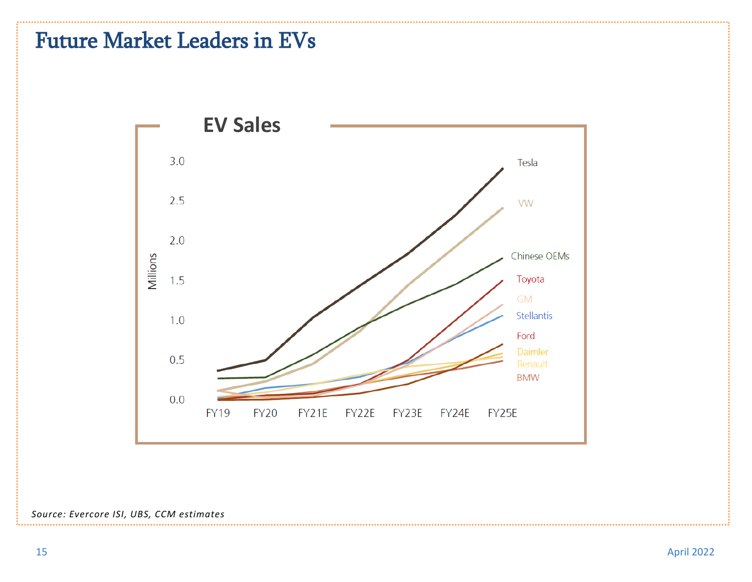# Future Market Leaders in EVs

## EV Sales

*Source: Evercore ISI, UBS, CCM estimates*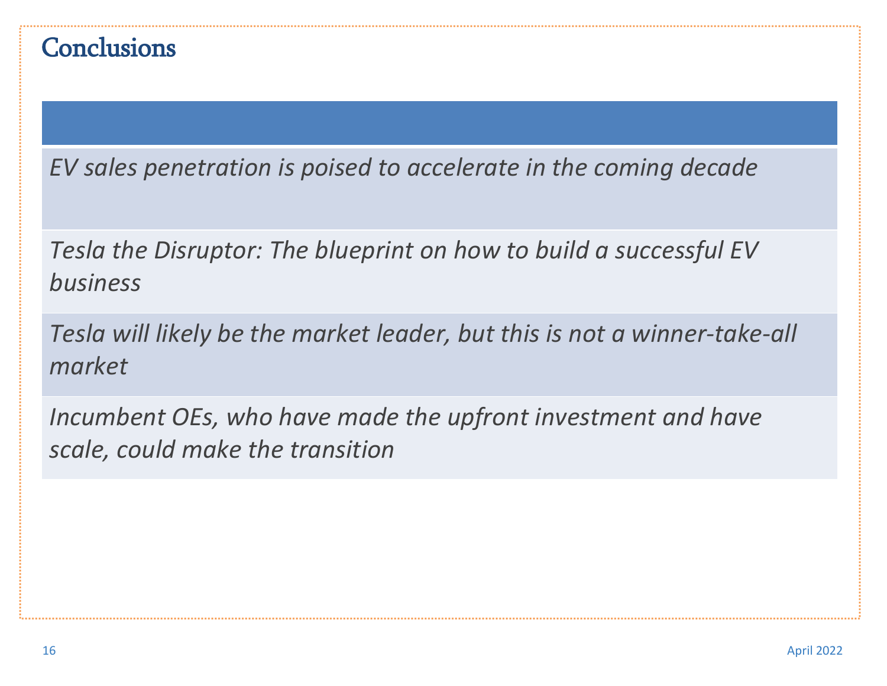# Conclusions

*EV sales penetration is poised to accelerate in the coming decade*

*Tesla the Disruptor: The blueprint on how to build a successful EV business*

*Tesla will likely be the market leader, but this is not a winner-take-all market*

*Incumbent OEs, who have made the upfront investment and have scale, could make the transition*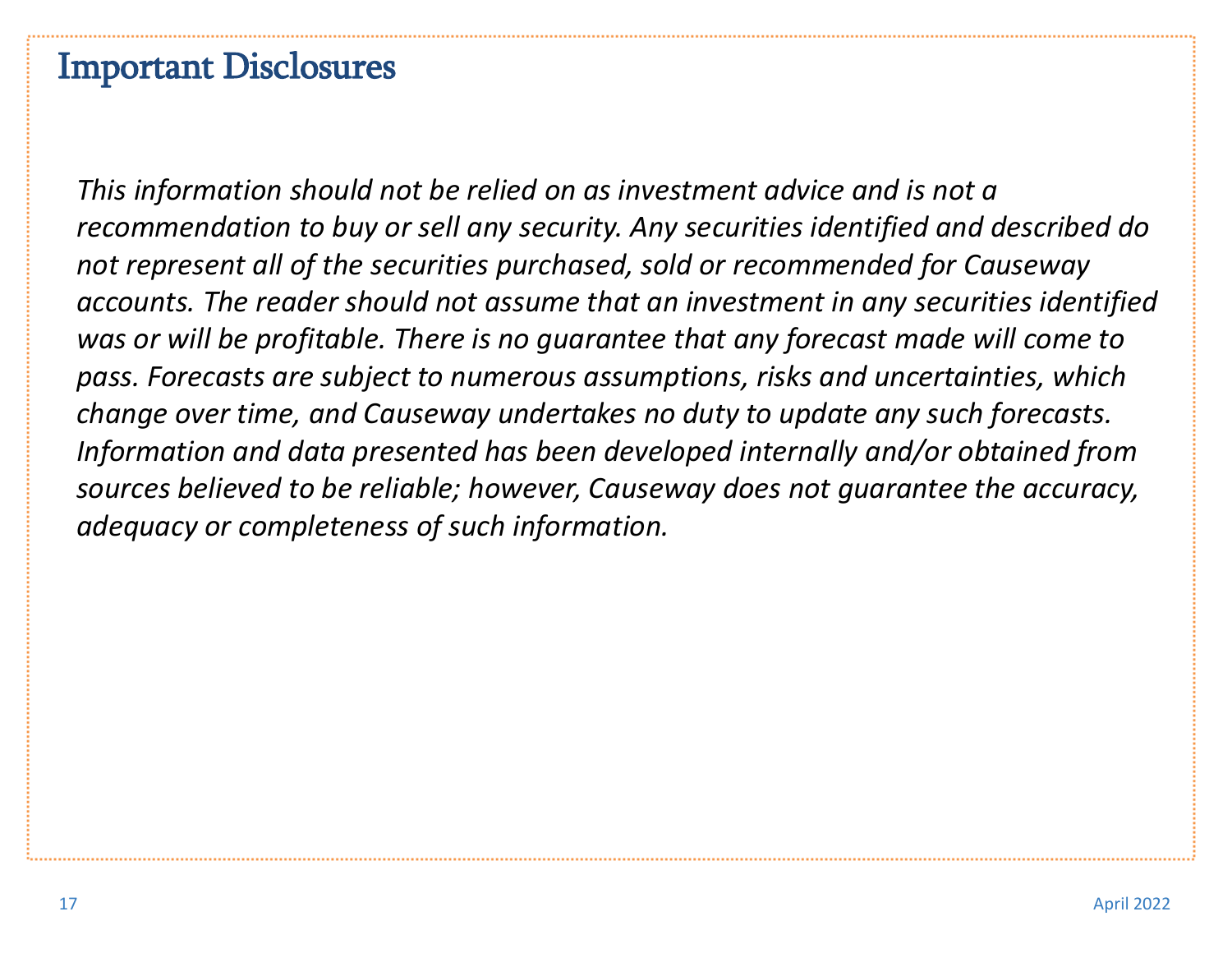# Important Disclosures

*This information should not be relied on as investment advice and is not a recommendation to buy or sell any security. Any securities identified and described do not represent all of the securities purchased, sold or recommended for Causeway accounts. The reader should not assume that an investment in any securities identified was or will be profitable. There is no guarantee that any forecast made will come to pass. Forecasts are subject to numerous assumptions, risks and uncertainties, which change over time, and Causeway undertakes no duty to update any such forecasts. Information and data presented has been developed internally and/or obtained from sources believed to be reliable; however, Causeway does not guarantee the accuracy, adequacy or completeness of such information.*